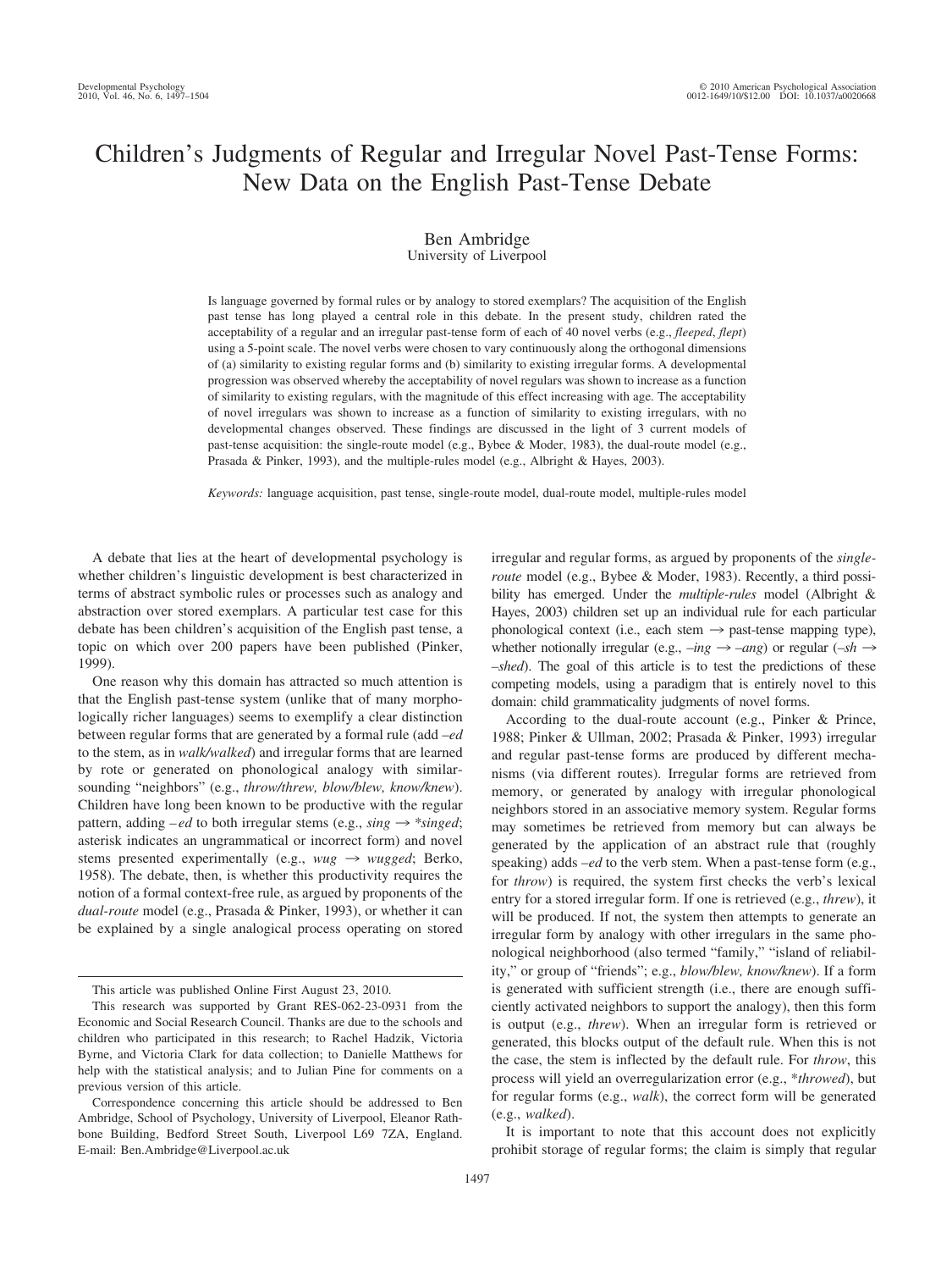# Children's Judgments of Regular and Irregular Novel Past-Tense Forms: New Data on the English Past-Tense Debate

Ben Ambridge
University of Liverpool

Is language governed by formal rules or by analogy to stored exemplars? The acquisition of the English past tense has long played a central role in this debate. In the present study, children rated the acceptability of a regular and an irregular past-tense form of each of 40 novel verbs (e.g., *fleeped*, *flept*) using a 5-point scale. The novel verbs were chosen to vary continuously along the orthogonal dimensions of (a) similarity to existing regular forms and (b) similarity to existing irregular forms. A developmental progression was observed whereby the acceptability of novel regulars was shown to increase as a function of similarity to existing regulars, with the magnitude of this effect increasing with age. The acceptability of novel irregulars was shown to increase as a function of similarity to existing irregulars, with no developmental changes observed. These findings are discussed in the light of 3 current models of past-tense acquisition: the single-route model (e.g., Bybee & Moder, 1983), the dual-route model (e.g., Prasada & Pinker, 1993), and the multiple-rules model (e.g., Albright & Hayes, 2003).

*Keywords:* language acquisition, past tense, single-route model, dual-route model, multiple-rules model

A debate that lies at the heart of developmental psychology is whether children's linguistic development is best characterized in terms of abstract symbolic rules or processes such as analogy and abstraction over stored exemplars. A particular test case for this debate has been children's acquisition of the English past tense, a topic on which over 200 papers have been published (Pinker, 1999).

One reason why this domain has attracted so much attention is that the English past-tense system (unlike that of many morphologically richer languages) seems to exemplify a clear distinction between regular forms that are generated by a formal rule (add *–ed* to the stem, as in *walk/walked*) and irregular forms that are learned by rote or generated on phonological analogy with similar-sounding "neighbors" (e.g., *throw/threw, blow/blew, know/knew*). Children have long been known to be productive with the regular pattern, adding *–ed* to both irregular stems (e.g., *sing* → \**singed*; asterisk indicates an ungrammatical or incorrect form) and novel stems presented experimentally (e.g., *wug* → *wugged*; Berko, 1958). The debate, then, is whether this productivity requires the notion of a formal context-free rule, as argued by proponents of the *dual-route* model (e.g., Prasada & Pinker, 1993), or whether it can be explained by a single analogical process operating on stored irregular and regular forms, as argued by proponents of the *single-route* model (e.g., Bybee & Moder, 1983). Recently, a third possibility has emerged. Under the *multiple-rules* model (Albright & Hayes, 2003) children set up an individual rule for each particular phonological context (i.e., each stem → past-tense mapping type), whether notionally irregular (e.g., *–ing* → *–ang*) or regular (*–sh* → *–shed*). The goal of this article is to test the predictions of these competing models, using a paradigm that is entirely novel to this domain: child grammaticality judgments of novel forms.

According to the dual-route account (e.g., Pinker & Prince, 1988; Pinker & Ullman, 2002; Prasada & Pinker, 1993) irregular and regular past-tense forms are produced by different mechanisms (via different routes). Irregular forms are retrieved from memory, or generated by analogy with irregular phonological neighbors stored in an associative memory system. Regular forms may sometimes be retrieved from memory but can always be generated by the application of an abstract rule that (roughly speaking) adds *–ed* to the verb stem. When a past-tense form (e.g., for *throw*) is required, the system first checks the verb's lexical entry for a stored irregular form. If one is retrieved (e.g., *threw*), it will be produced. If not, the system then attempts to generate an irregular form by analogy with other irregulars in the same phonological neighborhood (also termed "family," "island of reliability," or group of "friends"; e.g., *blow/blew, know/knew*). If a form is generated with sufficient strength (i.e., there are enough sufficiently activated neighbors to support the analogy), then this form is output (e.g., *threw*). When an irregular form is retrieved or generated, this blocks output of the default rule. When this is not the case, the stem is inflected by the default rule. For *throw*, this process will yield an overregularization error (e.g., \**throwed*), but for regular forms (e.g., *walk*), the correct form will be generated (e.g., *walked*).

It is important to note that this account does not explicitly prohibit storage of regular forms; the claim is simply that regular

---

This article was published Online First August 23, 2010.

This research was supported by Grant RES-062-23-0931 from the Economic and Social Research Council. Thanks are due to the schools and children who participated in this research; to Rachel Hadzik, Victoria Byrne, and Victoria Clark for data collection; to Danielle Matthews for help with the statistical analysis; and to Julian Pine for comments on a previous version of this article.

Correspondence concerning this article should be addressed to Ben Ambridge, School of Psychology, University of Liverpool, Eleanor Rathbone Building, Bedford Street South, Liverpool L69 7ZA, England. E-mail: Ben.Ambridge@Liverpool.ac.uk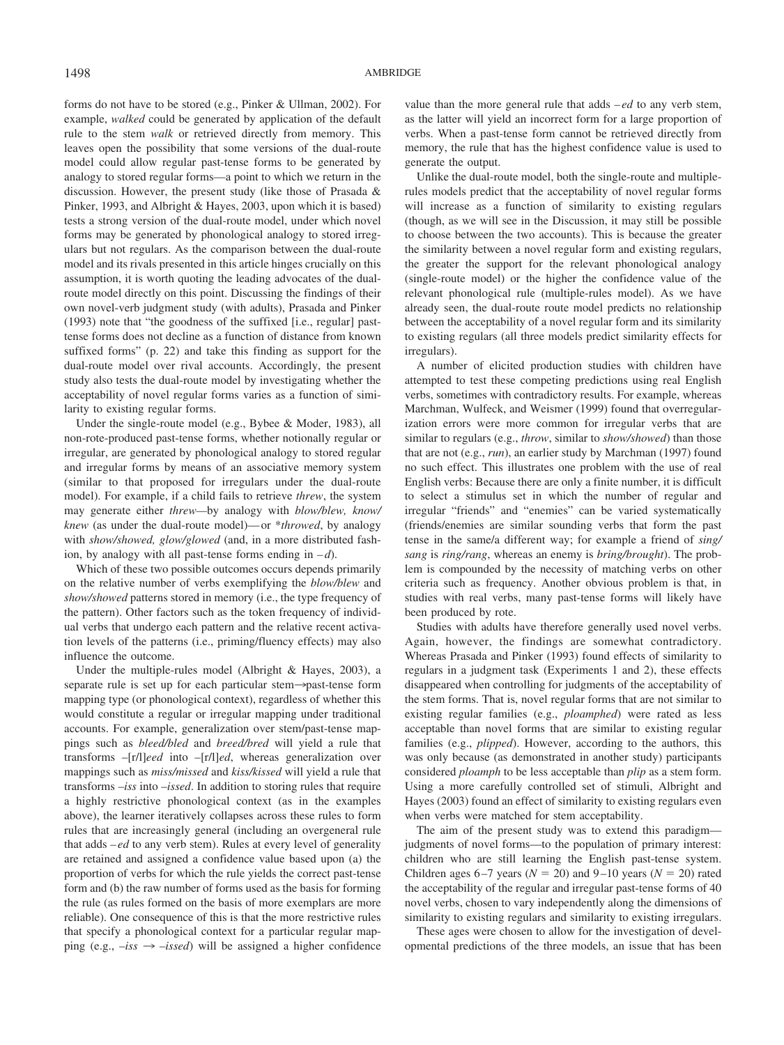forms do not have to be stored (e.g., Pinker & Ullman, 2002). For example, *walked* could be generated by application of the default rule to the stem *walk* or retrieved directly from memory. This leaves open the possibility that some versions of the dual-route model could allow regular past-tense forms to be generated by analogy to stored regular forms—a point to which we return in the discussion. However, the present study (like those of Prasada & Pinker, 1993, and Albright & Hayes, 2003, upon which it is based) tests a strong version of the dual-route model, under which novel forms may be generated by phonological analogy to stored irregulars but not regulars. As the comparison between the dual-route model and its rivals presented in this article hinges crucially on this assumption, it is worth quoting the leading advocates of the dual-route model directly on this point. Discussing the findings of their own novel-verb judgment study (with adults), Prasada and Pinker (1993) note that "the goodness of the suffixed [i.e., regular] past-tense forms does not decline as a function of distance from known suffixed forms" (p. 22) and take this finding as support for the dual-route model over rival accounts. Accordingly, the present study also tests the dual-route model by investigating whether the acceptability of novel regular forms varies as a function of similarity to existing regular forms.

Under the single-route model (e.g., Bybee & Moder, 1983), all non-rote-produced past-tense forms, whether notionally regular or irregular, are generated by phonological analogy to stored regular and irregular forms by means of an associative memory system (similar to that proposed for irregulars under the dual-route model). For example, if a child fails to retrieve *threw*, the system may generate either *threw*—by analogy with *blow/blew, know/knew* (as under the dual-route model)—or \**throwed*, by analogy with *show/showed, glow/glowed* (and, in a more distributed fashion, by analogy with all past-tense forms ending in *–d*).

Which of these two possible outcomes occurs depends primarily on the relative number of verbs exemplifying the *blow/blew* and *show/showed* patterns stored in memory (i.e., the type frequency of the pattern). Other factors such as the token frequency of individual verbs that undergo each pattern and the relative recent activation levels of the patterns (i.e., priming/fluency effects) may also influence the outcome.

Under the multiple-rules model (Albright & Hayes, 2003), a separate rule is set up for each particular stem→past-tense form mapping type (or phonological context), regardless of whether this would constitute a regular or irregular mapping under traditional accounts. For example, generalization over stem/past-tense mappings such as *bleed/bled* and *breed/bred* will yield a rule that transforms –[r/l]*eed* into –[r/l]*ed*, whereas generalization over mappings such as *miss/missed* and *kiss/kissed* will yield a rule that transforms *–iss* into *–issed*. In addition to storing rules that require a highly restrictive phonological context (as in the examples above), the learner iteratively collapses across these rules to form rules that are increasingly general (including an overgeneral rule that adds *–ed* to any verb stem). Rules at every level of generality are retained and assigned a confidence value based upon (a) the proportion of verbs for which the rule yields the correct past-tense form and (b) the raw number of forms used as the basis for forming the rule (as rules formed on the basis of more exemplars are more reliable). One consequence of this is that the more restrictive rules that specify a phonological context for a particular regular mapping (e.g., *–iss* → *–issed*) will be assigned a higher confidence value than the more general rule that adds *–ed* to any verb stem, as the latter will yield an incorrect form for a large proportion of verbs. When a past-tense form cannot be retrieved directly from memory, the rule that has the highest confidence value is used to generate the output.

Unlike the dual-route model, both the single-route and multiple-rules models predict that the acceptability of novel regular forms will increase as a function of similarity to existing regulars (though, as we will see in the Discussion, it may still be possible to choose between the two accounts). This is because the greater the similarity between a novel regular form and existing regulars, the greater the support for the relevant phonological analogy (single-route model) or the higher the confidence value of the relevant phonological rule (multiple-rules model). As we have already seen, the dual-route route model predicts no relationship between the acceptability of a novel regular form and its similarity to existing regulars (all three models predict similarity effects for irregulars).

A number of elicited production studies with children have attempted to test these competing predictions using real English verbs, sometimes with contradictory results. For example, whereas Marchman, Wulfeck, and Weismer (1999) found that overregularization errors were more common for irregular verbs that are similar to regulars (e.g., *throw*, similar to *show/showed*) than those that are not (e.g., *run*), an earlier study by Marchman (1997) found no such effect. This illustrates one problem with the use of real English verbs: Because there are only a finite number, it is difficult to select a stimulus set in which the number of regular and irregular "friends" and "enemies" can be varied systematically (friends/enemies are similar sounding verbs that form the past tense in the same/a different way; for example a friend of *sing/sang* is *ring/rang*, whereas an enemy is *bring/brought*). The problem is compounded by the necessity of matching verbs on other criteria such as frequency. Another obvious problem is that, in studies with real verbs, many past-tense forms will likely have been produced by rote.

Studies with adults have therefore generally used novel verbs. Again, however, the findings are somewhat contradictory. Whereas Prasada and Pinker (1993) found effects of similarity to regulars in a judgment task (Experiments 1 and 2), these effects disappeared when controlling for judgments of the acceptability of the stem forms. That is, novel regular forms that are not similar to existing regular families (e.g., *ploamphed*) were rated as less acceptable than novel forms that are similar to existing regular families (e.g., *plipped*). However, according to the authors, this was only because (as demonstrated in another study) participants considered *ploamph* to be less acceptable than *plip* as a stem form. Using a more carefully controlled set of stimuli, Albright and Hayes (2003) found an effect of similarity to existing regulars even when verbs were matched for stem acceptability.

The aim of the present study was to extend this paradigm—judgments of novel forms—to the population of primary interest: children who are still learning the English past-tense system. Children ages 6–7 years ($N = 20$) and 9–10 years ($N = 20$) rated the acceptability of the regular and irregular past-tense forms of 40 novel verbs, chosen to vary independently along the dimensions of similarity to existing regulars and similarity to existing irregulars.

These ages were chosen to allow for the investigation of developmental predictions of the three models, an issue that has been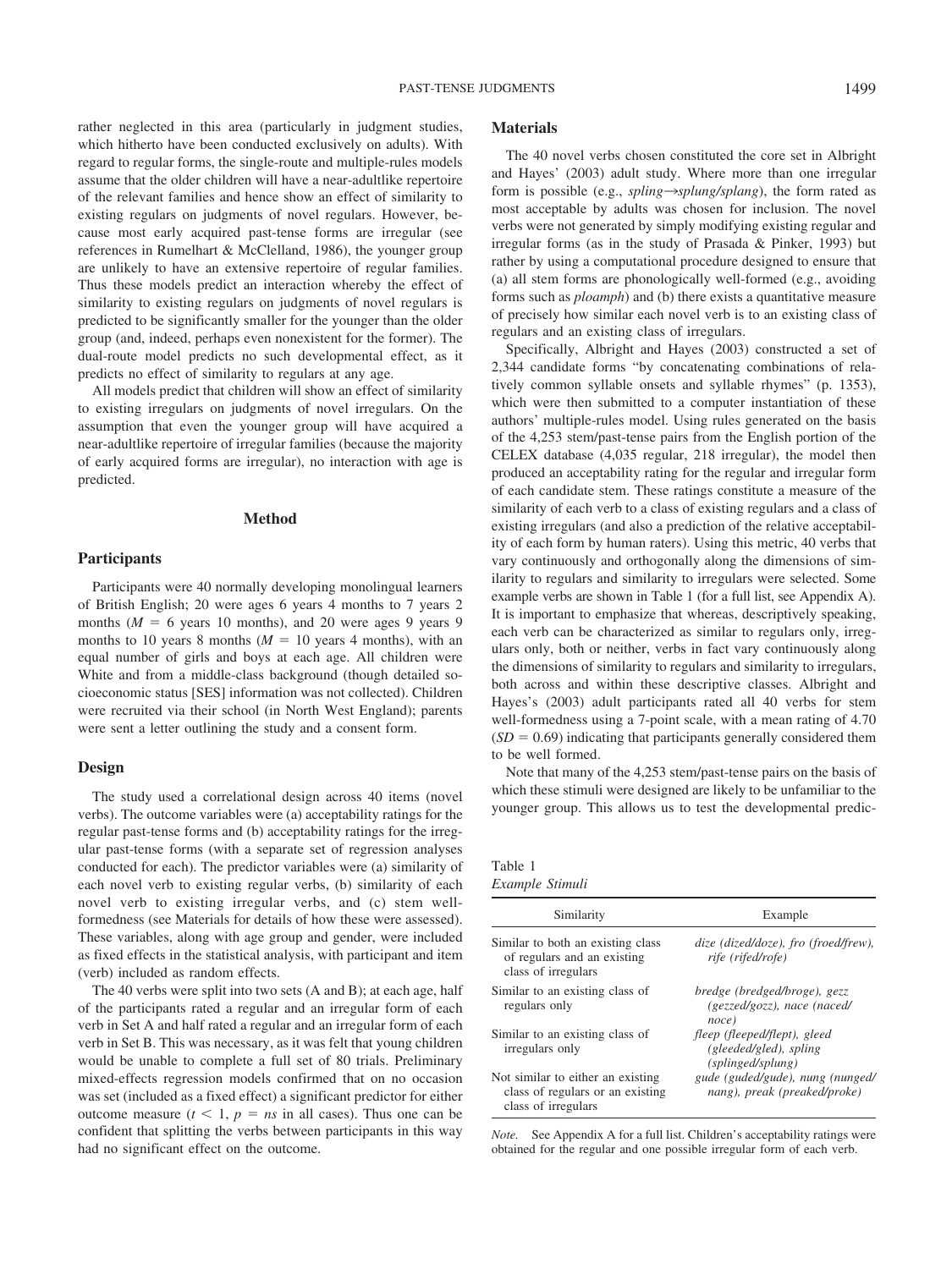rather neglected in this area (particularly in judgment studies, which hitherto have been conducted exclusively on adults). With regard to regular forms, the single-route and multiple-rules models assume that the older children will have a near-adultlike repertoire of the relevant families and hence show an effect of similarity to existing regulars on judgments of novel regulars. However, because most early acquired past-tense forms are irregular (see references in Rumelhart & McClelland, 1986), the younger group are unlikely to have an extensive repertoire of regular families. Thus these models predict an interaction whereby the effect of similarity to existing regulars on judgments of novel regulars is predicted to be significantly smaller for the younger than the older group (and, indeed, perhaps even nonexistent for the former). The dual-route model predicts no such developmental effect, as it predicts no effect of similarity to regulars at any age.

All models predict that children will show an effect of similarity to existing irregulars on judgments of novel irregulars. On the assumption that even the younger group will have acquired a near-adultlike repertoire of irregular families (because the majority of early acquired forms are irregular), no interaction with age is predicted.

## Method

### Participants

Participants were 40 normally developing monolingual learners of British English; 20 were ages 6 years 4 months to 7 years 2 months ($M$ = 6 years 10 months), and 20 were ages 9 years 9 months to 10 years 8 months ($M$ = 10 years 4 months), with an equal number of girls and boys at each age. All children were White and from a middle-class background (though detailed socioeconomic status [SES] information was not collected). Children were recruited via their school (in North West England); parents were sent a letter outlining the study and a consent form.

### Design

The study used a correlational design across 40 items (novel verbs). The outcome variables were (a) acceptability ratings for the regular past-tense forms and (b) acceptability ratings for the irregular past-tense forms (with a separate set of regression analyses conducted for each). The predictor variables were (a) similarity of each novel verb to existing regular verbs, (b) similarity of each novel verb to existing irregular verbs, and (c) stem well-formedness (see Materials for details of how these were assessed). These variables, along with age group and gender, were included as fixed effects in the statistical analysis, with participant and item (verb) included as random effects.

The 40 verbs were split into two sets (A and B); at each age, half of the participants rated a regular and an irregular form of each verb in Set A and half rated a regular and an irregular form of each verb in Set B. This was necessary, as it was felt that young children would be unable to complete a full set of 80 trials. Preliminary mixed-effects regression models confirmed that on no occasion was set (included as a fixed effect) a significant predictor for either outcome measure ($t < 1$, $p = ns$ in all cases). Thus one can be confident that splitting the verbs between participants in this way had no significant effect on the outcome.

### Materials

The 40 novel verbs chosen constituted the core set in Albright and Hayes' (2003) adult study. Where more than one irregular form is possible (e.g., *spling*→*splung/splang*), the form rated as most acceptable by adults was chosen for inclusion. The novel verbs were not generated by simply modifying existing regular and irregular forms (as in the study of Prasada & Pinker, 1993) but rather by using a computational procedure designed to ensure that (a) all stem forms are phonologically well-formed (e.g., avoiding forms such as *ploamph*) and (b) there exists a quantitative measure of precisely how similar each novel verb is to an existing class of regulars and an existing class of irregulars.

Specifically, Albright and Hayes (2003) constructed a set of 2,344 candidate forms "by concatenating combinations of relatively common syllable onsets and syllable rhymes" (p. 1353), which were then submitted to a computer instantiation of these authors' multiple-rules model. Using rules generated on the basis of the 4,253 stem/past-tense pairs from the English portion of the CELEX database (4,035 regular, 218 irregular), the model then produced an acceptability rating for the regular and irregular form of each candidate stem. These ratings constitute a measure of the similarity of each verb to a class of existing regulars and a class of existing irregulars (and also a prediction of the relative acceptability of each form by human raters). Using this metric, 40 verbs that vary continuously and orthogonally along the dimensions of similarity to regulars and similarity to irregulars were selected. Some example verbs are shown in Table 1 (for a full list, see Appendix A). It is important to emphasize that whereas, descriptively speaking, each verb can be characterized as similar to regulars only, irregulars only, both or neither, verbs in fact vary continuously along the dimensions of similarity to regulars and similarity to irregulars, both across and within these descriptive classes. Albright and Hayes's (2003) adult participants rated all 40 verbs for stem well-formedness using a 7-point scale, with a mean rating of 4.70 ($SD$ = 0.69) indicating that participants generally considered them to be well formed.

Note that many of the 4,253 stem/past-tense pairs on the basis of which these stimuli were designed are likely to be unfamiliar to the younger group. This allows us to test the developmental predic-

Table 1
*Example Stimuli*

| Similarity | Example |
|---|---|
| Similar to both an existing class of regulars and an existing class of irregulars | *dize (dized/doze), fro (froed/frew), rife (rifed/rofe)* |
| Similar to an existing class of regulars only | *bredge (bredged/broge), gezz (gezzed/gozz), nace (naced/noce)* |
| Similar to an existing class of irregulars only | *fleep (fleeped/flept), gleed (gleeded/gled), spling (splinged/splung)* |
| Not similar to either an existing class of regulars or an existing class of irregulars | *gude (guded/gude), nung (nunged/nang), preak (preaked/proke)* |

*Note.* See Appendix A for a full list. Children's acceptability ratings were obtained for the regular and one possible irregular form of each verb.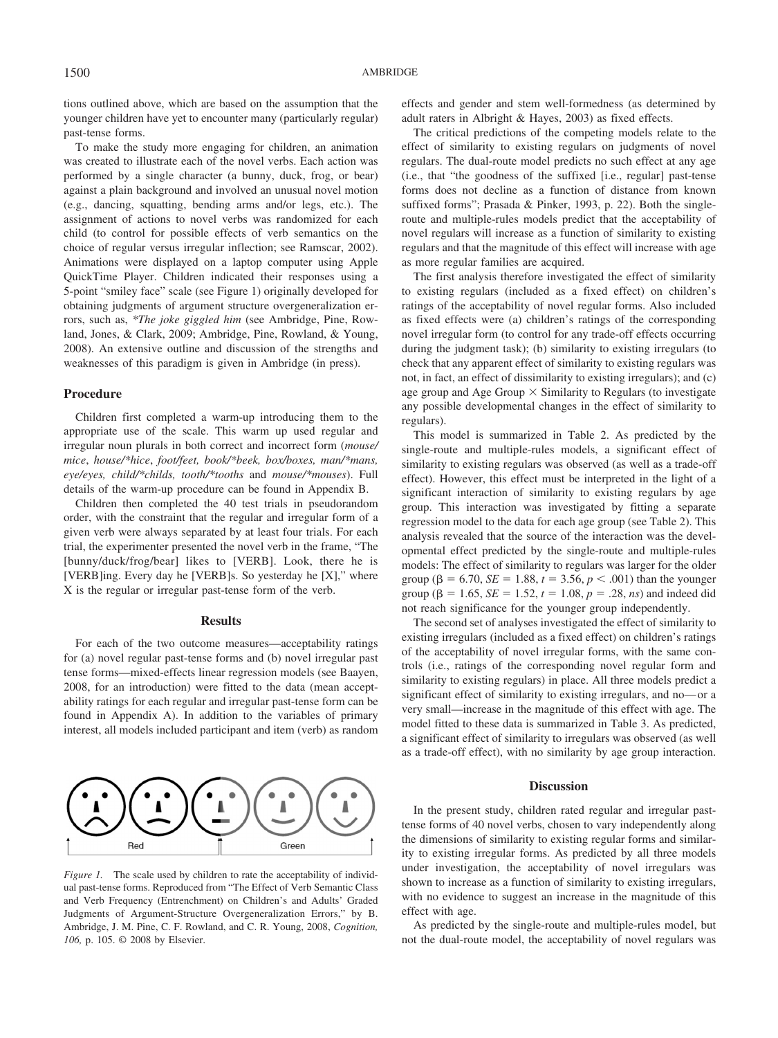tions outlined above, which are based on the assumption that the younger children have yet to encounter many (particularly regular) past-tense forms.

To make the study more engaging for children, an animation was created to illustrate each of the novel verbs. Each action was performed by a single character (a bunny, duck, frog, or bear) against a plain background and involved an unusual novel motion (e.g., dancing, squatting, bending arms and/or legs, etc.). The assignment of actions to novel verbs was randomized for each child (to control for possible effects of verb semantics on the choice of regular versus irregular inflection; see Ramscar, 2002). Animations were displayed on a laptop computer using Apple QuickTime Player. Children indicated their responses using a 5-point "smiley face" scale (see Figure 1) originally developed for obtaining judgments of argument structure overgeneralization errors, such as, *\*The joke giggled him* (see Ambridge, Pine, Rowland, Jones, & Clark, 2009; Ambridge, Pine, Rowland, & Young, 2008). An extensive outline and discussion of the strengths and weaknesses of this paradigm is given in Ambridge (in press).

Red

Green

*Figure 1.* The scale used by children to rate the acceptability of individual past-tense forms. Reproduced from "The Effect of Verb Semantic Class and Verb Frequency (Entrenchment) on Children's and Adults' Graded Judgments of Argument-Structure Overgeneralization Errors," by B. Ambridge, J. M. Pine, C. F. Rowland, and C. R. Young, 2008, *Cognition, 106,* p. 105. © 2008 by Elsevier.

### Procedure

Children first completed a warm-up introducing them to the appropriate use of the scale. This warm up used regular and irregular noun plurals in both correct and incorrect form (*mouse/mice*, *house/\*hice*, *foot/feet, book/\*beek, box/boxes, man/\*mans, eye/eyes, child/\*childs, tooth/\*tooths* and *mouse/\*mouses*). Full details of the warm-up procedure can be found in Appendix B.

Children then completed the 40 test trials in pseudorandom order, with the constraint that the regular and irregular form of a given verb were always separated by at least four trials. For each trial, the experimenter presented the novel verb in the frame, "The [bunny/duck/frog/bear] likes to [VERB]. Look, there he is [VERB]ing. Every day he [VERB]s. So yesterday he [X]," where X is the regular or irregular past-tense form of the verb.

## Results

For each of the two outcome measures—acceptability ratings for (a) novel regular past-tense forms and (b) novel irregular past tense forms—mixed-effects linear regression models (see Baayen, 2008, for an introduction) were fitted to the data (mean acceptability ratings for each regular and irregular past-tense form can be found in Appendix A). In addition to the variables of primary interest, all models included participant and item (verb) as random effects and gender and stem well-formedness (as determined by adult raters in Albright & Hayes, 2003) as fixed effects.

The critical predictions of the competing models relate to the effect of similarity to existing regulars on judgments of novel regulars. The dual-route model predicts no such effect at any age (i.e., that "the goodness of the suffixed [i.e., regular] past-tense forms does not decline as a function of distance from known suffixed forms"; Prasada & Pinker, 1993, p. 22). Both the single-route and multiple-rules models predict that the acceptability of novel regulars will increase as a function of similarity to existing regulars and that the magnitude of this effect will increase with age as more regular families are acquired.

The first analysis therefore investigated the effect of similarity to existing regulars (included as a fixed effect) on children's ratings of the acceptability of novel regular forms. Also included as fixed effects were (a) children's ratings of the corresponding novel irregular form (to control for any trade-off effects occurring during the judgment task); (b) similarity to existing irregulars (to check that any apparent effect of similarity to existing regulars was not, in fact, an effect of dissimilarity to existing irregulars); and (c) age group and Age Group × Similarity to Regulars (to investigate any possible developmental changes in the effect of similarity to regulars).

This model is summarized in Table 2. As predicted by the single-route and multiple-rules models, a significant effect of similarity to existing regulars was observed (as well as a trade-off effect). However, this effect must be interpreted in the light of a significant interaction of similarity to existing regulars by age group. This interaction was investigated by fitting a separate regression model to the data for each age group (see Table 2). This analysis revealed that the source of the interaction was the developmental effect predicted by the single-route and multiple-rules models: The effect of similarity to regulars was larger for the older group ($\beta = 6.70$, $SE = 1.88$, $t = 3.56$, $p < .001$) than the younger group ($\beta = 1.65$, $SE = 1.52$, $t = 1.08$, $p = .28$, *ns*) and indeed did not reach significance for the younger group independently.

The second set of analyses investigated the effect of similarity to existing irregulars (included as a fixed effect) on children's ratings of the acceptability of novel irregular forms, with the same controls (i.e., ratings of the corresponding novel regular form and similarity to existing regulars) in place. All three models predict a significant effect of similarity to existing irregulars, and no—or a very small—increase in the magnitude of this effect with age. The model fitted to these data is summarized in Table 3. As predicted, a significant effect of similarity to irregulars was observed (as well as a trade-off effect), with no similarity by age group interaction.

## Discussion

In the present study, children rated regular and irregular past-tense forms of 40 novel verbs, chosen to vary independently along the dimensions of similarity to existing regular forms and similarity to existing irregular forms. As predicted by all three models under investigation, the acceptability of novel irregulars was shown to increase as a function of similarity to existing irregulars, with no evidence to suggest an increase in the magnitude of this effect with age.

As predicted by the single-route and multiple-rules model, but not the dual-route model, the acceptability of novel regulars was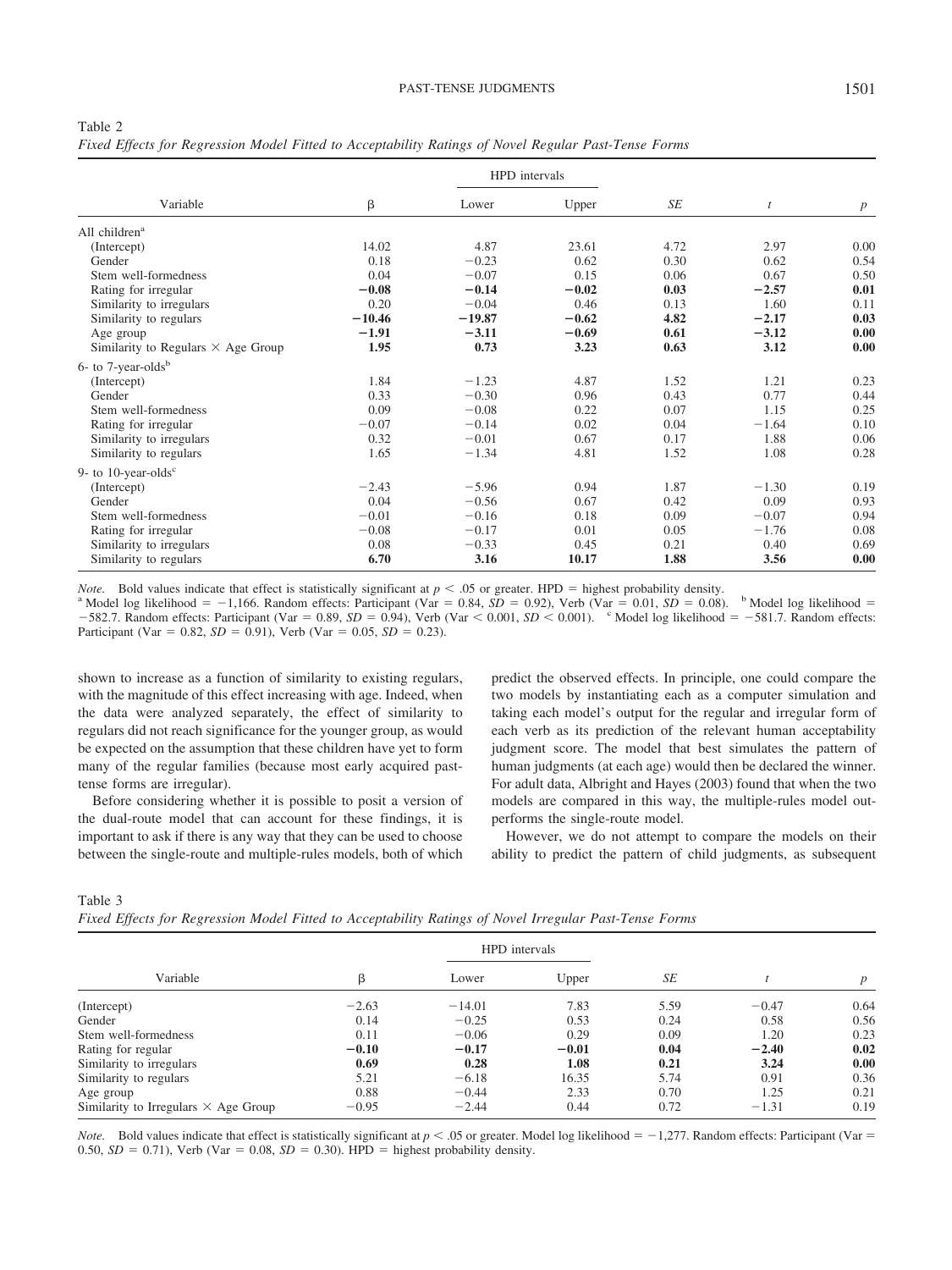Table 2
*Fixed Effects for Regression Model Fitted to Acceptability Ratings of Novel Regular Past-Tense Forms*

| Variable | β | HPD intervals Lower | HPD intervals Upper | *SE* | *t* | *p* |
|---|---|---|---|---|---|---|
| All children[a] | | | | | | |
| (Intercept) | 14.02 | 4.87 | 23.61 | 4.72 | 2.97 | 0.00 |
| Gender | 0.18 | −0.23 | 0.62 | 0.30 | 0.62 | 0.54 |
| Stem well-formedness | 0.04 | −0.07 | 0.15 | 0.06 | 0.67 | 0.50 |
| Rating for irregular | **−0.08** | **−0.14** | **−0.02** | **0.03** | **−2.57** | **0.01** |
| Similarity to irregulars | 0.20 | −0.04 | 0.46 | 0.13 | 1.60 | 0.11 |
| Similarity to regulars | **−10.46** | **−19.87** | **−0.62** | **4.82** | **−2.17** | **0.03** |
| Age group | **−1.91** | **−3.11** | **−0.69** | **0.61** | **−3.12** | **0.00** |
| Similarity to Regulars × Age Group | **1.95** | **0.73** | **3.23** | **0.63** | **3.12** | **0.00** |
| 6- to 7-year-olds[b] | | | | | | |
| (Intercept) | 1.84 | −1.23 | 4.87 | 1.52 | 1.21 | 0.23 |
| Gender | 0.33 | −0.30 | 0.96 | 0.43 | 0.77 | 0.44 |
| Stem well-formedness | 0.09 | −0.08 | 0.22 | 0.07 | 1.15 | 0.25 |
| Rating for irregular | −0.07 | −0.14 | 0.02 | 0.04 | −1.64 | 0.10 |
| Similarity to irregulars | 0.32 | −0.01 | 0.67 | 0.17 | 1.88 | 0.06 |
| Similarity to regulars | 1.65 | −1.34 | 4.81 | 1.52 | 1.08 | 0.28 |
| 9- to 10-year-olds[c] | | | | | | |
| (Intercept) | −2.43 | −5.96 | 0.94 | 1.87 | −1.30 | 0.19 |
| Gender | 0.04 | −0.56 | 0.67 | 0.42 | 0.09 | 0.93 |
| Stem well-formedness | −0.01 | −0.16 | 0.18 | 0.09 | −0.07 | 0.94 |
| Rating for irregular | −0.08 | −0.17 | 0.01 | 0.05 | −1.76 | 0.08 |
| Similarity to irregulars | 0.08 | −0.33 | 0.45 | 0.21 | 0.40 | 0.69 |
| Similarity to regulars | **6.70** | **3.16** | **10.17** | **1.88** | **3.56** | **0.00** |

*Note.* Bold values indicate that effect is statistically significant at $p < .05$ or greater. HPD = highest probability density.
[a] Model log likelihood = −1,166. Random effects: Participant (Var = 0.84, *SD* = 0.92), Verb (Var = 0.01, *SD* = 0.08). [b] Model log likelihood = −582.7. Random effects: Participant (Var = 0.89, *SD* = 0.94), Verb (Var < 0.001, *SD* < 0.001). [c] Model log likelihood = −581.7. Random effects: Participant (Var = 0.82, *SD* = 0.91), Verb (Var = 0.05, *SD* = 0.23).

shown to increase as a function of similarity to existing regulars, with the magnitude of this effect increasing with age. Indeed, when the data were analyzed separately, the effect of similarity to regulars did not reach significance for the younger group, as would be expected on the assumption that these children have yet to form many of the regular families (because most early acquired past-tense forms are irregular).

Before considering whether it is possible to posit a version of the dual-route model that can account for these findings, it is important to ask if there is any way that they can be used to choose between the single-route and multiple-rules models, both of which predict the observed effects. In principle, one could compare the two models by instantiating each as a computer simulation and taking each model's output for the regular and irregular form of each verb as its prediction of the relevant human acceptability judgment score. The model that best simulates the pattern of human judgments (at each age) would then be declared the winner. For adult data, Albright and Hayes (2003) found that when the two models are compared in this way, the multiple-rules model outperforms the single-route model.

However, we do not attempt to compare the models on their ability to predict the pattern of child judgments, as subsequent

Table 3
*Fixed Effects for Regression Model Fitted to Acceptability Ratings of Novel Irregular Past-Tense Forms*

| Variable | β | HPD intervals Lower | HPD intervals Upper | *SE* | *t* | *p* |
|---|---|---|---|---|---|---|
| (Intercept) | −2.63 | −14.01 | 7.83 | 5.59 | −0.47 | 0.64 |
| Gender | 0.14 | −0.25 | 0.53 | 0.24 | 0.58 | 0.56 |
| Stem well-formedness | 0.11 | −0.06 | 0.29 | 0.09 | 1.20 | 0.23 |
| Rating for regular | **−0.10** | **−0.17** | **−0.01** | **0.04** | **−2.40** | **0.02** |
| Similarity to irregulars | **0.69** | **0.28** | **1.08** | **0.21** | **3.24** | **0.00** |
| Similarity to regulars | 5.21 | −6.18 | 16.35 | 5.74 | 0.91 | 0.36 |
| Age group | 0.88 | −0.44 | 2.33 | 0.70 | 1.25 | 0.21 |
| Similarity to Irregulars × Age Group | −0.95 | −2.44 | 0.44 | 0.72 | −1.31 | 0.19 |

*Note.* Bold values indicate that effect is statistically significant at $p < .05$ or greater. Model log likelihood = −1,277. Random effects: Participant (Var = 0.50, *SD* = 0.71), Verb (Var = 0.08, *SD* = 0.30). HPD = highest probability density.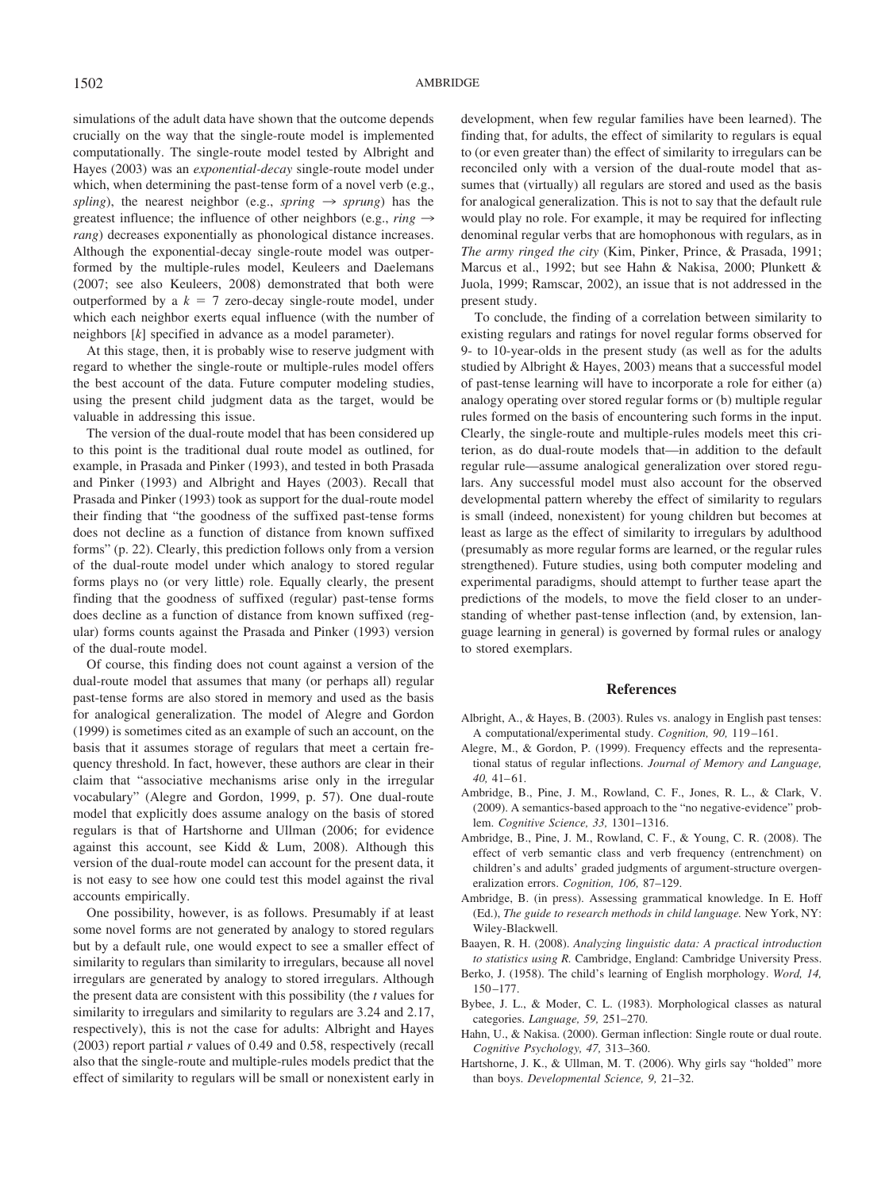simulations of the adult data have shown that the outcome depends crucially on the way that the single-route model is implemented computationally. The single-route model tested by Albright and Hayes (2003) was an *exponential-decay* single-route model under which, when determining the past-tense form of a novel verb (e.g., *spling*), the nearest neighbor (e.g., *spring* → *sprung*) has the greatest influence; the influence of other neighbors (e.g., *ring* → *rang*) decreases exponentially as phonological distance increases. Although the exponential-decay single-route model was outperformed by the multiple-rules model, Keuleers and Daelemans (2007; see also Keuleers, 2008) demonstrated that both were outperformed by a $k = 7$ zero-decay single-route model, under which each neighbor exerts equal influence (with the number of neighbors [$k$] specified in advance as a model parameter).

At this stage, then, it is probably wise to reserve judgment with regard to whether the single-route or multiple-rules model offers the best account of the data. Future computer modeling studies, using the present child judgment data as the target, would be valuable in addressing this issue.

The version of the dual-route model that has been considered up to this point is the traditional dual route model as outlined, for example, in Prasada and Pinker (1993), and tested in both Prasada and Pinker (1993) and Albright and Hayes (2003). Recall that Prasada and Pinker (1993) took as support for the dual-route model their finding that "the goodness of the suffixed past-tense forms does not decline as a function of distance from known suffixed forms" (p. 22). Clearly, this prediction follows only from a version of the dual-route model under which analogy to stored regular forms plays no (or very little) role. Equally clearly, the present finding that the goodness of suffixed (regular) past-tense forms does decline as a function of distance from known suffixed (regular) forms counts against the Prasada and Pinker (1993) version of the dual-route model.

Of course, this finding does not count against a version of the dual-route model that assumes that many (or perhaps all) regular past-tense forms are also stored in memory and used as the basis for analogical generalization. The model of Alegre and Gordon (1999) is sometimes cited as an example of such an account, on the basis that it assumes storage of regulars that meet a certain frequency threshold. In fact, however, these authors are clear in their claim that "associative mechanisms arise only in the irregular vocabulary" (Alegre and Gordon, 1999, p. 57). One dual-route model that explicitly does assume analogy on the basis of stored regulars is that of Hartshorne and Ullman (2006; for evidence against this account, see Kidd & Lum, 2008). Although this version of the dual-route model can account for the present data, it is not easy to see how one could test this model against the rival accounts empirically.

One possibility, however, is as follows. Presumably if at least some novel forms are not generated by analogy to stored regulars but by a default rule, one would expect to see a smaller effect of similarity to regulars than similarity to irregulars, because all novel irregulars are generated by analogy to stored irregulars. Although the present data are consistent with this possibility (the $t$ values for similarity to irregulars and similarity to regulars are 3.24 and 2.17, respectively), this is not the case for adults: Albright and Hayes (2003) report partial $r$ values of 0.49 and 0.58, respectively (recall also that the single-route and multiple-rules models predict that the effect of similarity to regulars will be small or nonexistent early in development, when few regular families have been learned). The finding that, for adults, the effect of similarity to regulars is equal to (or even greater than) the effect of similarity to irregulars can be reconciled only with a version of the dual-route model that assumes that (virtually) all regulars are stored and used as the basis for analogical generalization. This is not to say that the default rule would play no role. For example, it may be required for inflecting denominal regular verbs that are homophonous with regulars, as in *The army ringed the city* (Kim, Pinker, Prince, & Prasada, 1991; Marcus et al., 1992; but see Hahn & Nakisa, 2000; Plunkett & Juola, 1999; Ramscar, 2002), an issue that is not addressed in the present study.

To conclude, the finding of a correlation between similarity to existing regulars and ratings for novel regular forms observed for 9- to 10-year-olds in the present study (as well as for the adults studied by Albright & Hayes, 2003) means that a successful model of past-tense learning will have to incorporate a role for either (a) analogy operating over stored regular forms or (b) multiple regular rules formed on the basis of encountering such forms in the input. Clearly, the single-route and multiple-rules models meet this criterion, as do dual-route models that—in addition to the default regular rule—assume analogical generalization over stored regulars. Any successful model must also account for the observed developmental pattern whereby the effect of similarity to regulars is small (indeed, nonexistent) for young children but becomes at least as large as the effect of similarity to irregulars by adulthood (presumably as more regular forms are learned, or the regular rules strengthened). Future studies, using both computer modeling and experimental paradigms, should attempt to further tease apart the predictions of the models, to move the field closer to an understanding of whether past-tense inflection (and, by extension, language learning in general) is governed by formal rules or analogy to stored exemplars.

## References

Albright, A., & Hayes, B. (2003). Rules vs. analogy in English past tenses: A computational/experimental study. *Cognition, 90,* 119–161.

Alegre, M., & Gordon, P. (1999). Frequency effects and the representational status of regular inflections. *Journal of Memory and Language, 40,* 41–61.

Ambridge, B., Pine, J. M., Rowland, C. F., Jones, R. L., & Clark, V. (2009). A semantics-based approach to the "no negative-evidence" problem. *Cognitive Science, 33,* 1301–1316.

Ambridge, B., Pine, J. M., Rowland, C. F., & Young, C. R. (2008). The effect of verb semantic class and verb frequency (entrenchment) on children's and adults' graded judgments of argument-structure overgeneralization errors. *Cognition, 106,* 87–129.

Ambridge, B. (in press). Assessing grammatical knowledge. In E. Hoff (Ed.), *The guide to research methods in child language.* New York, NY: Wiley-Blackwell.

Baayen, R. H. (2008). *Analyzing linguistic data: A practical introduction to statistics using R.* Cambridge, England: Cambridge University Press.

Berko, J. (1958). The child's learning of English morphology. *Word, 14,* 150–177.

Bybee, J. L., & Moder, C. L. (1983). Morphological classes as natural categories. *Language, 59,* 251–270.

Hahn, U., & Nakisa. (2000). German inflection: Single route or dual route. *Cognitive Psychology, 47,* 313–360.

Hartshorne, J. K., & Ullman, M. T. (2006). Why girls say "holded" more than boys. *Developmental Science, 9,* 21–32.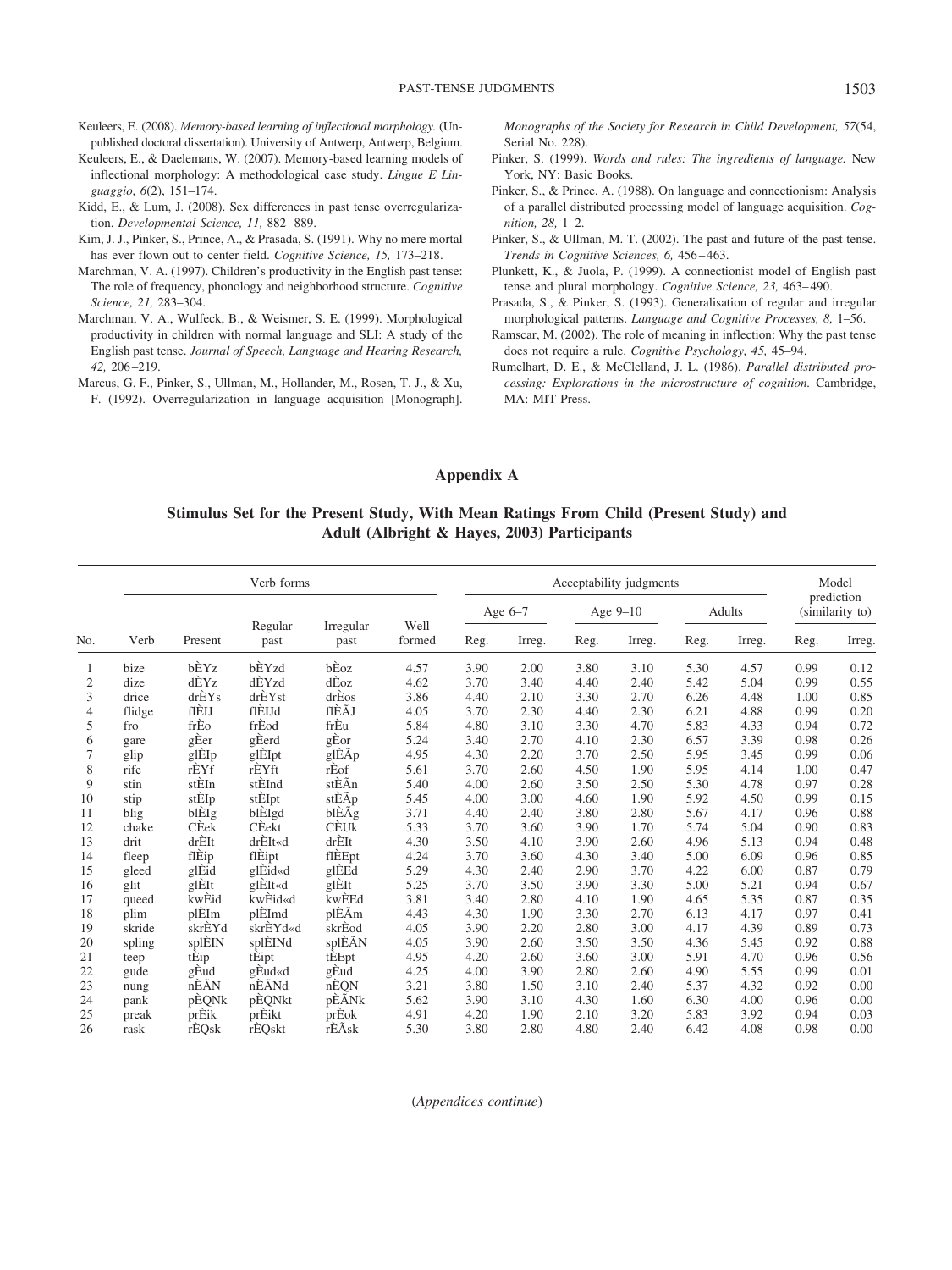Keuleers, E. (2008). *Memory-based learning of inflectional morphology.* (Unpublished doctoral dissertation). University of Antwerp, Antwerp, Belgium.

Keuleers, E., & Daelemans, W. (2007). Memory-based learning models of inflectional morphology: A methodological case study. *Lingue E Linguaggio, 6*(2), 151–174.

Kidd, E., & Lum, J. (2008). Sex differences in past tense overregularization. *Developmental Science, 11,* 882–889.

Kim, J. J., Pinker, S., Prince, A., & Prasada, S. (1991). Why no mere mortal has ever flown out to center field. *Cognitive Science, 15,* 173–218.

Marchman, V. A. (1997). Children's productivity in the English past tense: The role of frequency, phonology and neighborhood structure. *Cognitive Science, 21,* 283–304.

Marchman, V. A., Wulfeck, B., & Weismer, S. E. (1999). Morphological productivity in children with normal language and SLI: A study of the English past tense. *Journal of Speech, Language and Hearing Research, 42,* 206–219.

Marcus, G. F., Pinker, S., Ullman, M., Hollander, M., Rosen, T. J., & Xu, F. (1992). Overregularization in language acquisition [Monograph]. *Monographs of the Society for Research in Child Development, 57*(54, Serial No. 228).

Pinker, S. (1999). *Words and rules: The ingredients of language.* New York, NY: Basic Books.

Pinker, S., & Prince, A. (1988). On language and connectionism: Analysis of a parallel distributed processing model of language acquisition. *Cognition, 28,* 1–2.

Pinker, S., & Ullman, M. T. (2002). The past and future of the past tense. *Trends in Cognitive Sciences, 6,* 456–463.

Plunkett, K., & Juola, P. (1999). A connectionist model of English past tense and plural morphology. *Cognitive Science, 23,* 463–490.

Prasada, S., & Pinker, S. (1993). Generalisation of regular and irregular morphological patterns. *Language and Cognitive Processes, 8,* 1–56.

Ramscar, M. (2002). The role of meaning in inflection: Why the past tense does not require a rule. *Cognitive Psychology, 45,* 45–94.

Rumelhart, D. E., & McClelland, J. L. (1986). *Parallel distributed processing: Explorations in the microstructure of cognition.* Cambridge, MA: MIT Press.

## Appendix A

### Stimulus Set for the Present Study, With Mean Ratings From Child (Present Study) and Adult (Albright & Hayes, 2003) Participants

| | Verb forms | | | | | Acceptability judgments | | | | | | Model prediction (similarity to) | |
|---|---|---|---|---|---|---|---|---|---|---|---|---|---|
| | | | | | | Age 6–7 | | Age 9–10 | | Adults | | | |
| No. | Verb | Present | Regular past | Irregular past | Well formed | Reg. | Irreg. | Reg. | Irreg. | Reg. | Irreg. | Reg. | Irreg. |
| 1 | bize | bÈYz | bÈYzd | bÈoz | 4.57 | 3.90 | 2.00 | 3.80 | 3.10 | 5.30 | 4.57 | 0.99 | 0.12 |
| 2 | dize | dÈYz | dÈYzd | dÈoz | 4.62 | 3.70 | 3.40 | 4.40 | 2.40 | 5.42 | 5.04 | 0.99 | 0.55 |
| 3 | drice | drÈYs | drÈYst | drÈos | 3.86 | 4.40 | 2.10 | 3.30 | 2.70 | 6.26 | 4.48 | 1.00 | 0.85 |
| 4 | flidge | flÈIJ | flÈIJd | flÈÃJ | 4.05 | 3.70 | 2.30 | 4.40 | 2.30 | 6.21 | 4.88 | 0.99 | 0.20 |
| 5 | fro | frÈo | frÈod | frÈu | 5.84 | 4.80 | 3.10 | 3.30 | 4.70 | 5.83 | 4.33 | 0.94 | 0.72 |
| 6 | gare | gÈer | gÈerd | gÈor | 5.24 | 3.40 | 2.70 | 4.10 | 2.30 | 6.57 | 3.39 | 0.98 | 0.26 |
| 7 | glip | glÈIp | glÈIpt | glÈÃp | 4.95 | 4.30 | 2.20 | 3.70 | 2.50 | 5.95 | 3.45 | 0.99 | 0.06 |
| 8 | rife | rÈYf | rÈYft | rÈof | 5.61 | 3.70 | 2.60 | 4.50 | 1.90 | 5.95 | 4.14 | 1.00 | 0.47 |
| 9 | stin | stÈIn | stÈInd | stÈÃn | 5.40 | 4.00 | 2.60 | 3.50 | 2.50 | 5.30 | 4.78 | 0.97 | 0.28 |
| 10 | stip | stÈIp | stÈIpt | stÈÃp | 5.45 | 4.00 | 3.00 | 4.60 | 1.90 | 5.92 | 4.50 | 0.99 | 0.15 |
| 11 | blig | blÈIg | blÈIgd | blÈÃg | 3.71 | 4.40 | 2.40 | 3.80 | 2.80 | 5.67 | 4.17 | 0.96 | 0.88 |
| 12 | chake | CÈek | CÈekt | CÈUk | 5.33 | 3.70 | 3.60 | 3.90 | 1.70 | 5.74 | 5.04 | 0.90 | 0.83 |
| 13 | drit | drÈIt | drÈIt«d | drÈIt | 4.30 | 3.50 | 4.10 | 3.90 | 2.60 | 4.96 | 5.13 | 0.94 | 0.48 |
| 14 | fleep | flÈip | flÈipt | flÈEpt | 4.24 | 3.70 | 3.60 | 4.30 | 3.40 | 5.00 | 6.09 | 0.96 | 0.85 |
| 15 | gleed | glÈid | glÈid«d | glÈEd | 5.29 | 4.30 | 2.40 | 2.90 | 3.70 | 4.22 | 6.00 | 0.87 | 0.79 |
| 16 | glit | glÈIt | glÈIt«d | glÈIt | 5.25 | 3.70 | 3.50 | 3.90 | 3.30 | 5.00 | 5.21 | 0.94 | 0.67 |
| 17 | queed | kwÈid | kwÈid«d | kwÈEd | 3.81 | 3.40 | 2.80 | 4.10 | 1.90 | 4.65 | 5.35 | 0.87 | 0.35 |
| 18 | plim | plÈIm | plÈImd | plÈÃm | 4.43 | 4.30 | 1.90 | 3.30 | 2.70 | 6.13 | 4.17 | 0.97 | 0.41 |
| 19 | skride | skrÈYd | skrÈYd«d | skrÈod | 4.05 | 3.90 | 2.20 | 2.80 | 3.00 | 4.17 | 4.39 | 0.89 | 0.73 |
| 20 | spling | splÈIN | splÈINd | splÈÃN | 4.05 | 3.90 | 2.60 | 3.50 | 3.50 | 4.36 | 5.45 | 0.92 | 0.88 |
| 21 | teep | tÈip | tÈipt | tÈEpt | 4.95 | 4.20 | 2.60 | 3.60 | 3.00 | 5.91 | 4.70 | 0.96 | 0.56 |
| 22 | gude | gÈud | gÈud«d | gÈud | 4.25 | 4.00 | 3.90 | 2.80 | 2.60 | 4.90 | 5.55 | 0.99 | 0.01 |
| 23 | nung | nÈÃN | nÈÃNd | nÈQN | 3.21 | 3.80 | 1.50 | 3.10 | 2.40 | 5.37 | 4.32 | 0.92 | 0.00 |
| 24 | pank | pÈQNk | pÈQNkt | pÈÃNk | 5.62 | 3.90 | 3.10 | 4.30 | 1.60 | 6.30 | 4.00 | 0.96 | 0.00 |
| 25 | preak | prÈik | prÈikt | prÈok | 4.91 | 4.20 | 1.90 | 2.10 | 3.20 | 5.83 | 3.92 | 0.94 | 0.03 |
| 26 | rask | rÈQsk | rÈQskt | rÈÃsk | 5.30 | 3.80 | 2.80 | 4.80 | 2.40 | 6.42 | 4.08 | 0.98 | 0.00 |

(*Appendices continue*)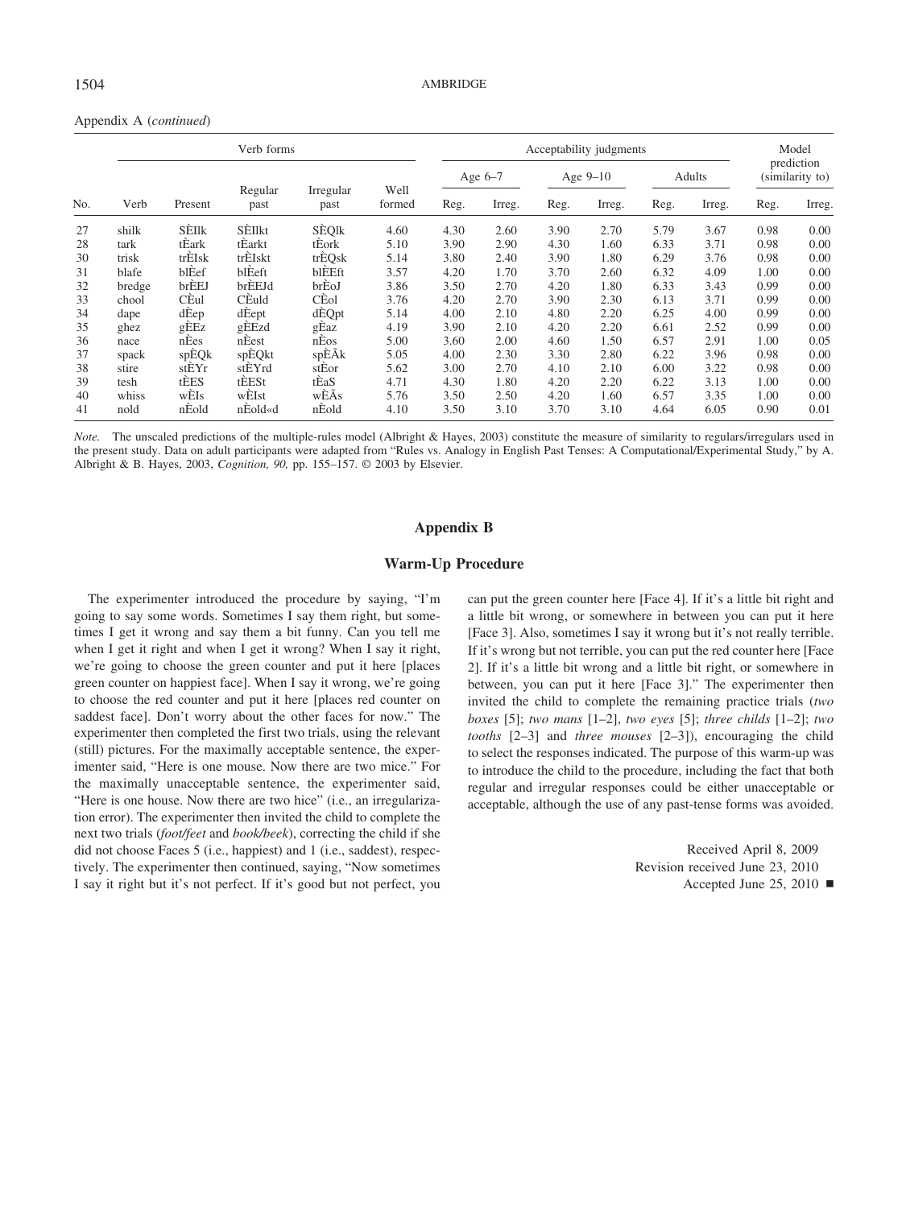Appendix A (*continued*)

| | Verb forms | | | | | Acceptability judgments | | | | | | Model prediction (similarity to) | |
|---|---|---|---|---|---|---|---|---|---|---|---|---|---|
| | | | | | | Age 6–7 | | Age 9–10 | | Adults | | | |
| No. | Verb | Present | Regular past | Irregular past | Well formed | Reg. | Irreg. | Reg. | Irreg. | Reg. | Irreg. | Reg. | Irreg. |
| 27 | shilk | SÈIlk | SÈIlkt | SÈQlk | 4.60 | 4.30 | 2.60 | 3.90 | 2.70 | 5.79 | 3.67 | 0.98 | 0.00 |
| 28 | tark | tÈark | tÈarkt | tÈork | 5.10 | 3.90 | 2.90 | 4.30 | 1.60 | 6.33 | 3.71 | 0.98 | 0.00 |
| 30 | trisk | trÈIsk | trÈIskt | trÈQsk | 5.14 | 3.80 | 2.40 | 3.90 | 1.80 | 6.29 | 3.76 | 0.98 | 0.00 |
| 31 | blafe | blÈef | blÈeft | blÈEft | 3.57 | 4.20 | 1.70 | 3.70 | 2.60 | 6.32 | 4.09 | 1.00 | 0.00 |
| 32 | bredge | brÈEJ | brÈEJd | brÈoJ | 3.86 | 3.50 | 2.70 | 4.20 | 1.80 | 6.33 | 3.43 | 0.99 | 0.00 |
| 33 | chool | CÈul | CÈuld | CÈol | 3.76 | 4.20 | 2.70 | 3.90 | 2.30 | 6.13 | 3.71 | 0.99 | 0.00 |
| 34 | dape | dÈep | dÈept | dÈQpt | 5.14 | 4.00 | 2.10 | 4.80 | 2.20 | 6.25 | 4.00 | 0.99 | 0.00 |
| 35 | ghez | gÈEz | gÈEzd | gÈaz | 4.19 | 3.90 | 2.10 | 4.20 | 2.20 | 6.61 | 2.52 | 0.99 | 0.00 |
| 36 | nace | nÈes | nÈest | nÈos | 5.00 | 3.60 | 2.00 | 4.60 | 1.50 | 6.57 | 2.91 | 1.00 | 0.05 |
| 37 | spack | spÈQk | spÈQkt | spÈÃk | 5.05 | 4.00 | 2.30 | 3.30 | 2.80 | 6.22 | 3.96 | 0.98 | 0.00 |
| 38 | stire | stÈYr | stÈYrd | stÈor | 5.62 | 3.00 | 2.70 | 4.10 | 2.10 | 6.00 | 3.22 | 0.98 | 0.00 |
| 39 | tesh | tÈES | tÈESt | tÈaS | 4.71 | 4.30 | 1.80 | 4.20 | 2.20 | 6.22 | 3.13 | 1.00 | 0.00 |
| 40 | whiss | wÈIs | wÈIst | wÈÃs | 5.76 | 3.50 | 2.50 | 4.20 | 1.60 | 6.57 | 3.35 | 1.00 | 0.00 |
| 41 | nold | nÈold | nÈold«d | nÈold | 4.10 | 3.50 | 3.10 | 3.70 | 3.10 | 4.64 | 6.05 | 0.90 | 0.01 |

*Note.* The unscaled predictions of the multiple-rules model (Albright & Hayes, 2003) constitute the measure of similarity to regulars/irregulars used in the present study. Data on adult participants were adapted from "Rules vs. Analogy in English Past Tenses: A Computational/Experimental Study," by A. Albright & B. Hayes, 2003, *Cognition, 90,* pp. 155–157. © 2003 by Elsevier.

## Appendix B

### Warm-Up Procedure

The experimenter introduced the procedure by saying, "I'm going to say some words. Sometimes I say them right, but sometimes I get it wrong and say them a bit funny. Can you tell me when I get it right and when I get it wrong? When I say it right, we're going to choose the green counter and put it here [places green counter on happiest face]. When I say it wrong, we're going to choose the red counter and put it here [places red counter on saddest face]. Don't worry about the other faces for now." The experimenter then completed the first two trials, using the relevant (still) pictures. For the maximally acceptable sentence, the experimenter said, "Here is one mouse. Now there are two mice." For the maximally unacceptable sentence, the experimenter said, "Here is one house. Now there are two hice" (i.e., an irregularization error). The experimenter then invited the child to complete the next two trials (*foot/feet* and *book/beek*), correcting the child if she did not choose Faces 5 (i.e., happiest) and 1 (i.e., saddest), respectively. The experimenter then continued, saying, "Now sometimes I say it right but it's not perfect. If it's good but not perfect, you can put the green counter here [Face 4]. If it's a little bit right and a little bit wrong, or somewhere in between you can put it here [Face 3]. Also, sometimes I say it wrong but it's not really terrible. If it's wrong but not terrible, you can put the red counter here [Face 2]. If it's a little bit wrong and a little bit right, or somewhere in between, you can put it here [Face 3]." The experimenter then invited the child to complete the remaining practice trials (*two boxes* [5]; *two mans* [1–2], *two eyes* [5]; *three childs* [1–2]; *two tooths* [2–3] and *three mouses* [2–3]), encouraging the child to select the responses indicated. The purpose of this warm-up was to introduce the child to the procedure, including the fact that both regular and irregular responses could be either unacceptable or acceptable, although the use of any past-tense forms was avoided.

Received April 8, 2009
Revision received June 23, 2010
Accepted June 25, 2010 ■